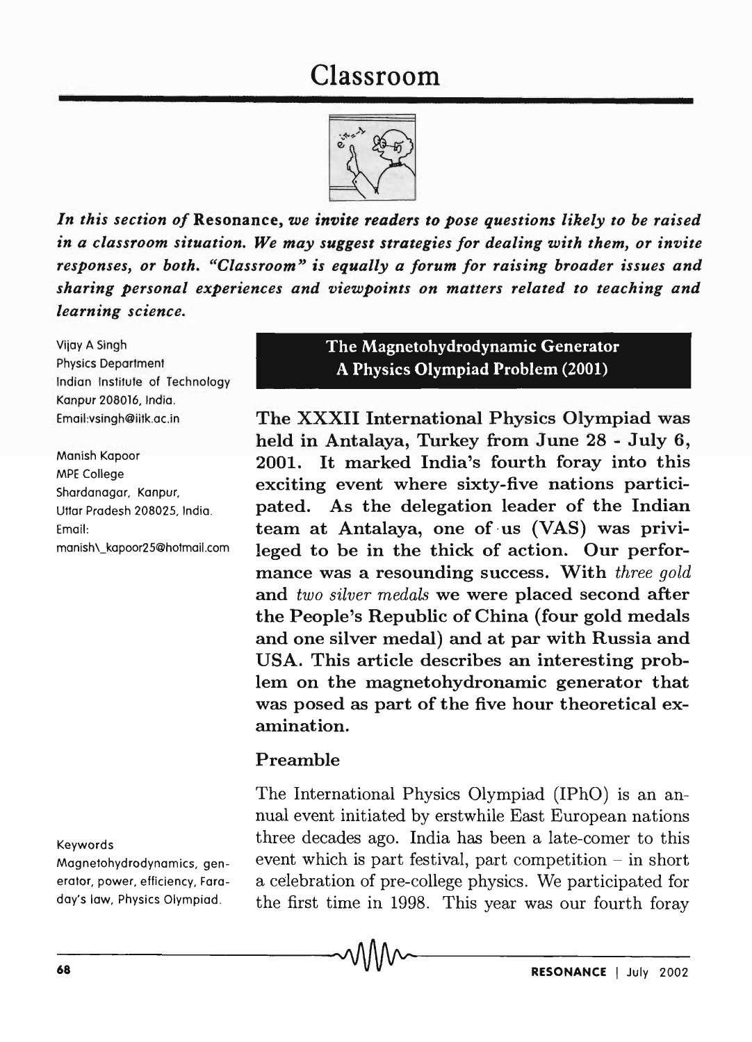# Classroom

*In this section of* **Resonance**, *we invite readers to pose questions likely to be raised in a classroom situation. We may suggest strategies for dealing with them, or invite responses, or both. "Classroom" is equally a forum for raising broader issues and sharing personal experiences and viewpoints on matters related to teaching and learning science.*

Vijay A Singh
Physics Department
Indian Institute of Technology
Kanpur 208016, India.
Email:vsingh@iitk.ac.in

Manish Kapoor
MPE College
Shardanagar, Kanpur,
Uttar Pradesh 208025, India.
Email:
manish\_kapoor25@hotmail.com

## The Magnetohydrodynamic Generator A Physics Olympiad Problem (2001)

**The XXXII International Physics Olympiad was held in Antalaya, Turkey from June 28 - July 6, 2001. It marked India's fourth foray into this exciting event where sixty-five nations participated. As the delegation leader of the Indian team at Antalaya, one of us (VAS) was privileged to be in the thick of action. Our performance was a resounding success. With *three gold* and *two silver medals* we were placed second after the People's Republic of China (four gold medals and one silver medal) and at par with Russia and USA. This article describes an interesting problem on the magnetohydronamic generator that was posed as part of the five hour theoretical examination.**

### Preamble

The International Physics Olympiad (IPhO) is an annual event initiated by erstwhile East European nations three decades ago. India has been a late-comer to this event which is part festival, part competition – in short a celebration of pre-college physics. We participated for the first time in 1998. This year was our fourth foray

Keywords
Magnetohydrodynamics, generator, power, efficiency, Faraday's law, Physics Olympiad.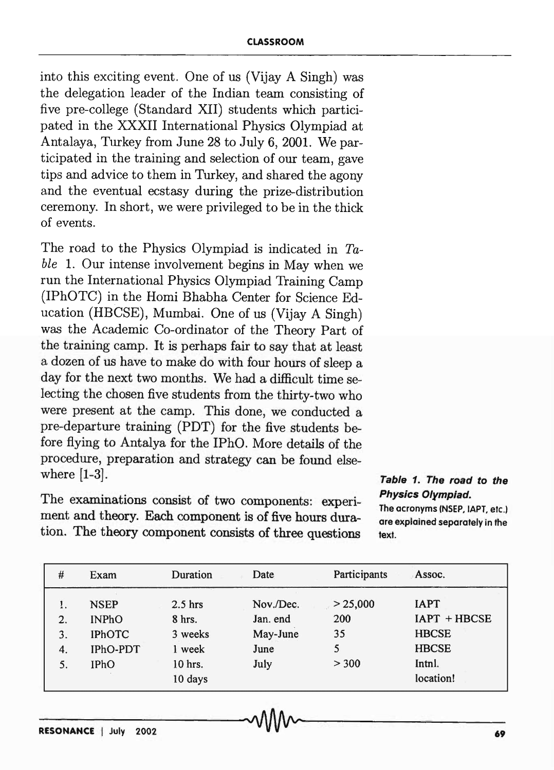into this exciting event. One of us (Vijay A Singh) was the delegation leader of the Indian team consisting of five pre-college (Standard XII) students which participated in the XXXII International Physics Olympiad at Antalaya, Turkey from June 28 to July 6, 2001. We participated in the training and selection of our team, gave tips and advice to them in Turkey, and shared the agony and the eventual ecstasy during the prize-distribution ceremony. In short, we were privileged to be in the thick of events.

The road to the Physics Olympiad is indicated in *Table* 1. Our intense involvement begins in May when we run the International Physics Olympiad Training Camp (IPhOTC) in the Homi Bhabha Center for Science Education (HBCSE), Mumbai. One of us (Vijay A Singh) was the Academic Co-ordinator of the Theory Part of the training camp. It is perhaps fair to say that at least a dozen of us have to make do with four hours of sleep a day for the next two months. We had a difficult time selecting the chosen five students from the thirty-two who were present at the camp. This done, we conducted a pre-departure training (PDT) for the five students before flying to Antalya for the IPhO. More details of the procedure, preparation and strategy can be found elsewhere [1-3].

The examinations consist of two components: experiment and theory. Each component is of five hours duration. The theory component consists of three questions

***Table 1. The road to the Physics Olympiad.***
The acronyms (NSEP, IAPT, etc.) are explained separately in the text.

| # | Exam | Duration | Date | Participants | Assoc. |
|---|---|---|---|---|---|
| 1. | NSEP | 2.5 hrs | Nov./Dec. | > 25,000 | IAPT |
| 2. | INPhO | 8 hrs. | Jan. end | 200 | IAPT + HBCSE |
| 3. | IPhOTC | 3 weeks | May-June | 35 | HBCSE |
| 4. | IPhO-PDT | 1 week | June | 5 | HBCSE |
| 5. | IPhO | 10 hrs. 10 days | July | > 300 | Intnl. location! |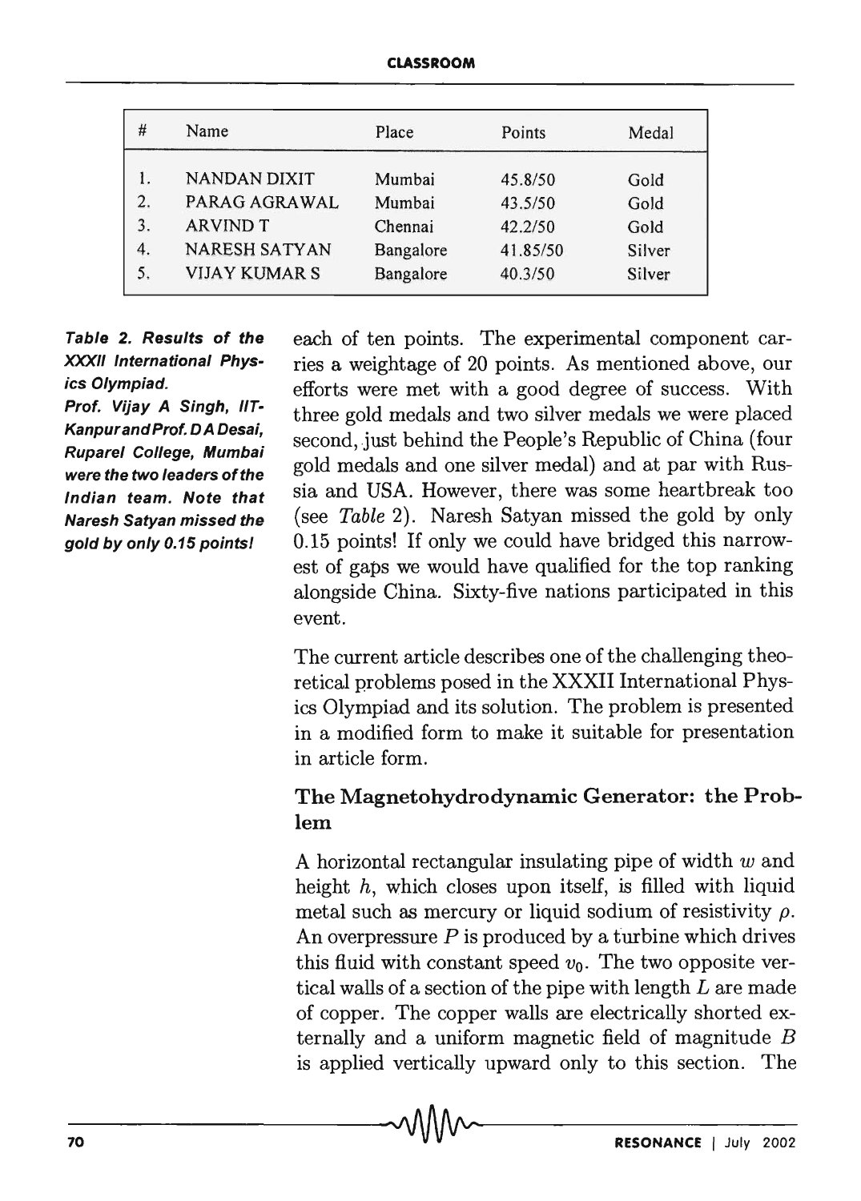| # | Name | Place | Points | Medal |
|---|---|---|---|---|
| 1. | NANDAN DIXIT | Mumbai | 45.8/50 | Gold |
| 2. | PARAG AGRAWAL | Mumbai | 43.5/50 | Gold |
| 3. | ARVIND T | Chennai | 42.2/50 | Gold |
| 4. | NARESH SATYAN | Bangalore | 41.85/50 | Silver |
| 5. | VIJAY KUMAR S | Bangalore | 40.3/50 | Silver |

***Table 2. Results of the XXXII International Physics Olympiad.***
***Prof. Vijay A Singh, IIT-Kanpur and Prof. D A Desai, Ruparel College, Mumbai were the two leaders of the Indian team. Note that Naresh Satyan missed the gold by only 0.15 points!***

each of ten points. The experimental component carries a weightage of 20 points. As mentioned above, our efforts were met with a good degree of success. With three gold medals and two silver medals we were placed second, just behind the People's Republic of China (four gold medals and one silver medal) and at par with Russia and USA. However, there was some heartbreak too (see *Table* 2). Naresh Satyan missed the gold by only 0.15 points! If only we could have bridged this narrowest of gaps we would have qualified for the top ranking alongside China. Sixty-five nations participated in this event.

The current article describes one of the challenging theoretical problems posed in the XXXII International Physics Olympiad and its solution. The problem is presented in a modified form to make it suitable for presentation in article form.

### The Magnetohydrodynamic Generator: the Problem

A horizontal rectangular insulating pipe of width $w$ and height $h$, which closes upon itself, is filled with liquid metal such as mercury or liquid sodium of resistivity $\rho$. An overpressure $P$ is produced by a turbine which drives this fluid with constant speed $v_0$. The two opposite vertical walls of a section of the pipe with length $L$ are made of copper. The copper walls are electrically shorted externally and a uniform magnetic field of magnitude $B$ is applied vertically upward only to this section. The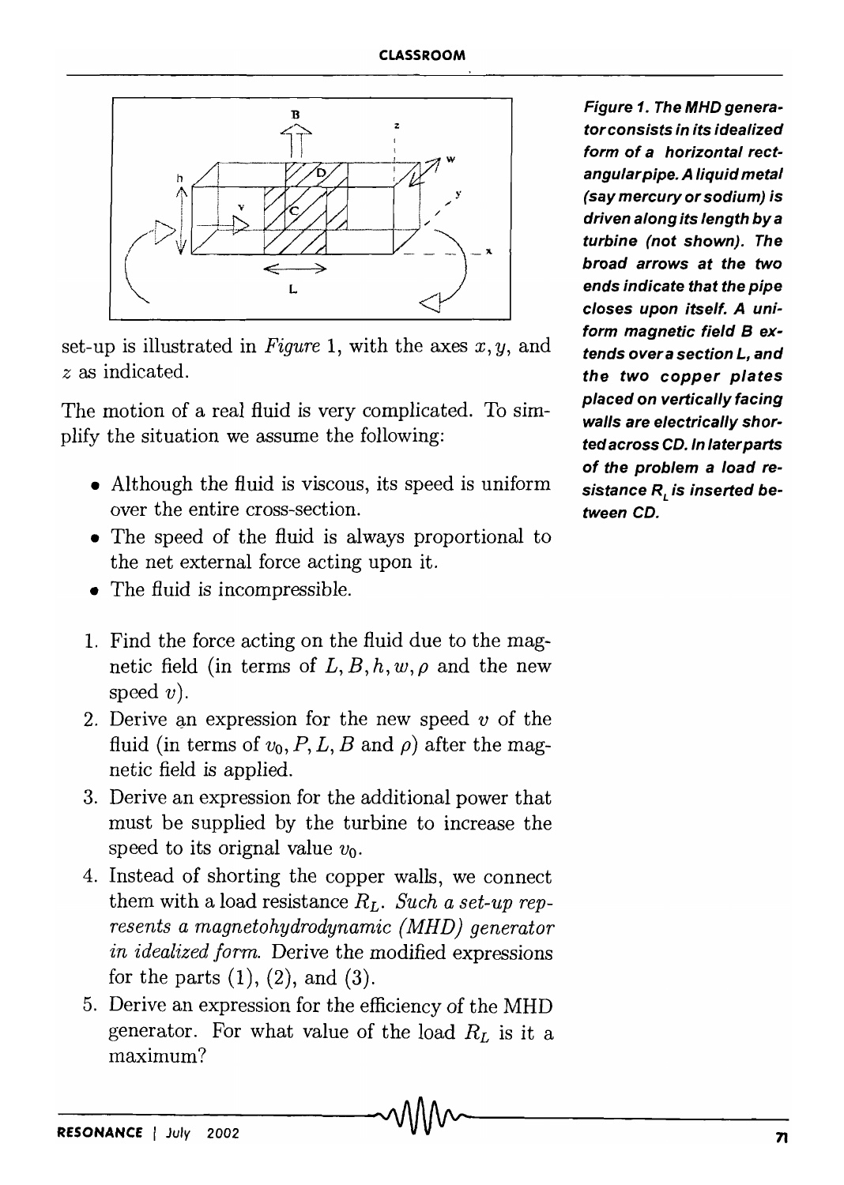Figure 1. The MHD generator consists in its idealized form of a horizontal rectangular pipe. A liquid metal (say mercury or sodium) is driven along its length by a turbine (not shown). The broad arrows at the two ends indicate that the pipe closes upon itself. A uniform magnetic field B extends over a section L, and the two copper plates placed on vertically facing walls are electrically shorted across CD. In later parts of the problem a load resistance $R_L$ is inserted between CD.

set-up is illustrated in *Figure* 1, with the axes $x, y$, and $z$ as indicated.

The motion of a real fluid is very complicated. To simplify the situation we assume the following:

- Although the fluid is viscous, its speed is uniform over the entire cross-section.
- The speed of the fluid is always proportional to the net external force acting upon it.
- The fluid is incompressible.

1. Find the force acting on the fluid due to the magnetic field (in terms of $L, B, h, w, \rho$ and the new speed $v$).
2. Derive an expression for the new speed $v$ of the fluid (in terms of $v_0, P, L, B$ and $\rho$) after the magnetic field is applied.
3. Derive an expression for the additional power that must be supplied by the turbine to increase the speed to its orignal value $v_0$.
4. Instead of shorting the copper walls, we connect them with a load resistance $R_L$. *Such a set-up represents a magnetohydrodynamic (MHD) generator in idealized form.* Derive the modified expressions for the parts (1), (2), and (3).
5. Derive an expression for the efficiency of the MHD generator. For what value of the load $R_L$ is it a maximum?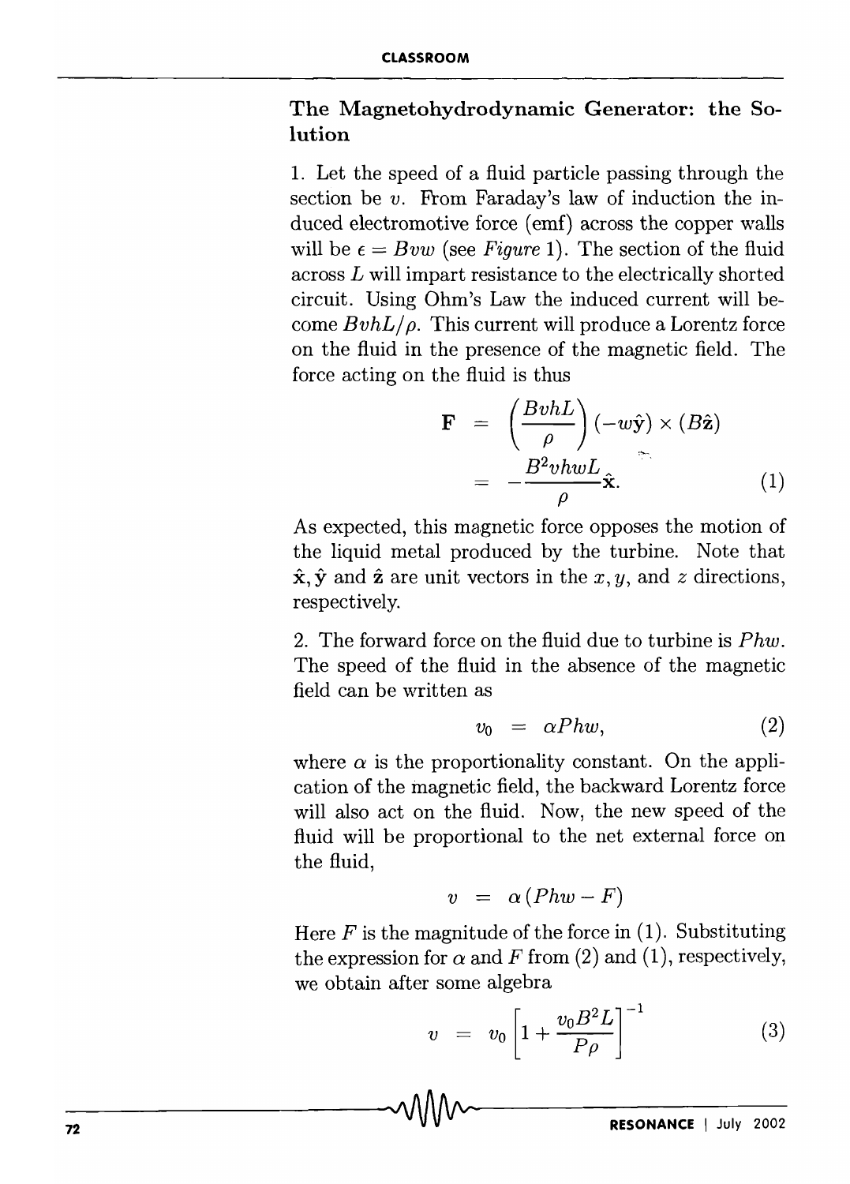## The Magnetohydrodynamic Generator: the Solution

1. Let the speed of a fluid particle passing through the section be $v$. From Faraday's law of induction the induced electromotive force (emf) across the copper walls will be $\epsilon = Bvw$ (see *Figure* 1). The section of the fluid across $L$ will impart resistance to the electrically shorted circuit. Using Ohm's Law the induced current will become $BvhL/\rho$. This current will produce a Lorentz force on the fluid in the presence of the magnetic field. The force acting on the fluid is thus

$$\begin{aligned} \mathbf{F} &= \left(\frac{BvhL}{\rho}\right)(-w\hat{\mathbf{y}}) \times (B\hat{\mathbf{z}}) \\ &= -\frac{B^2 vhwL}{\rho}\hat{\mathbf{x}}. \end{aligned} \tag{1}$$

As expected, this magnetic force opposes the motion of the liquid metal produced by the turbine. Note that $\hat{\mathbf{x}}, \hat{\mathbf{y}}$ and $\hat{\mathbf{z}}$ are unit vectors in the $x, y$, and $z$ directions, respectively.

2. The forward force on the fluid due to turbine is $Phw$. The speed of the fluid in the absence of the magnetic field can be written as

$$v_0 = \alpha Phw, \tag{2}$$

where $\alpha$ is the proportionality constant. On the application of the magnetic field, the backward Lorentz force will also act on the fluid. Now, the new speed of the fluid will be proportional to the net external force on the fluid,

$$v = \alpha(Phw - F)$$

Here $F$ is the magnitude of the force in (1). Substituting the expression for $\alpha$ and $F$ from (2) and (1), respectively, we obtain after some algebra

$$v = v_0 \left[1 + \frac{v_0 B^2 L}{P\rho}\right]^{-1} \tag{3}$$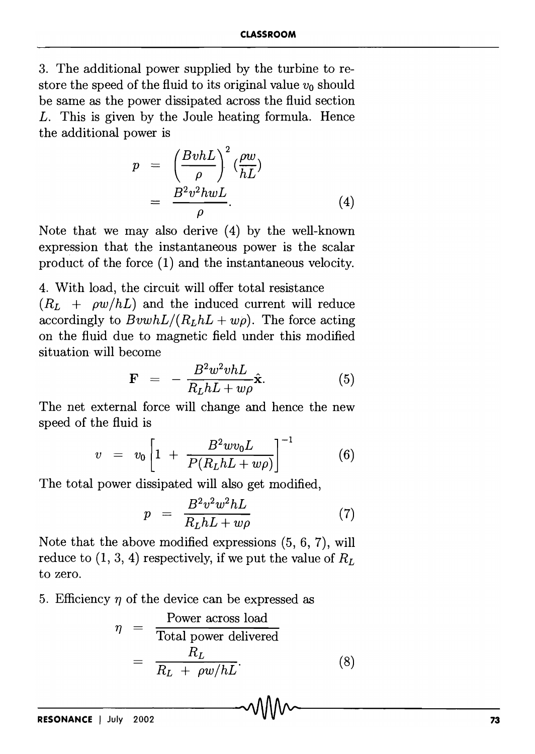3. The additional power supplied by the turbine to restore the speed of the fluid to its original value $v_0$ should be same as the power dissipated across the fluid section $L$. This is given by the Joule heating formula. Hence the additional power is

$$
\begin{aligned}
p &= \left(\frac{BvhL}{\rho}\right)^2 \left(\frac{\rho w}{hL}\right) \\
&= \frac{B^2 v^2 hwL}{\rho}.
\end{aligned} \tag{4}
$$

Note that we may also derive (4) by the well-known expression that the instantaneous power is the scalar product of the force (1) and the instantaneous velocity.

4. With load, the circuit will offer total resistance $(R_L + \rho w/hL)$ and the induced current will reduce accordingly to $BvwhL/(R_L hL + w\rho)$. The force acting on the fluid due to magnetic field under this modified situation will become

$$
\mathbf{F} = -\frac{B^2 w^2 vhL}{R_L hL + w\rho}\hat{\mathbf{x}}. \tag{5}
$$

The net external force will change and hence the new speed of the fluid is

$$
v = v_0 \left[1 + \frac{B^2 w v_0 L}{P(R_L hL + w\rho)}\right]^{-1} \tag{6}
$$

The total power dissipated will also get modified,

$$
p = \frac{B^2 v^2 w^2 hL}{R_L hL + w\rho} \tag{7}
$$

Note that the above modified expressions (5, 6, 7), will reduce to (1, 3, 4) respectively, if we put the value of $R_L$ to zero.

5. Efficiency $\eta$ of the device can be expressed as

$$
\begin{aligned}
\eta &= \frac{\text{Power across load}}{\text{Total power delivered}} \\
&= \frac{R_L}{R_L + \rho w/hL}.
\end{aligned} \tag{8}
$$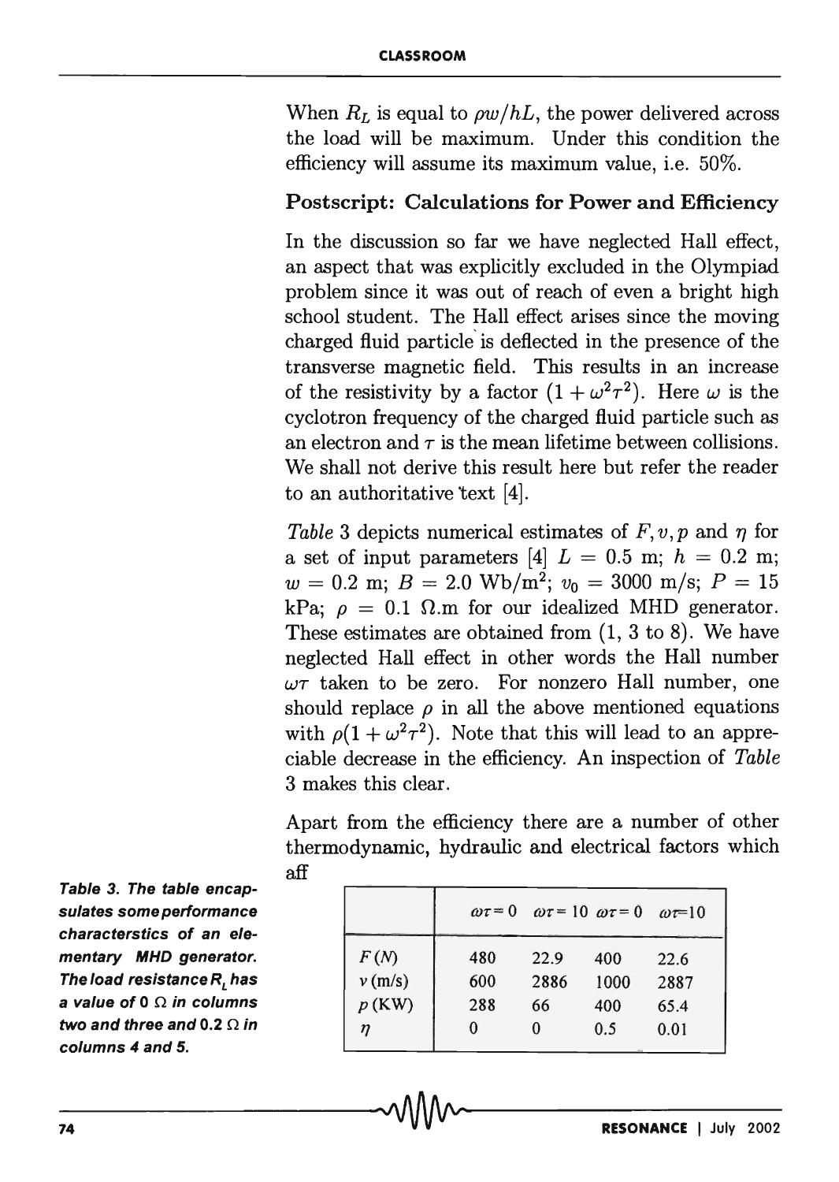When $R_L$ is equal to $\rho w/hL$, the power delivered across the load will be maximum. Under this condition the efficiency will assume its maximum value, i.e. 50%.

### Postscript: Calculations for Power and Efficiency

In the discussion so far we have neglected Hall effect, an aspect that was explicitly excluded in the Olympiad problem since it was out of reach of even a bright high school student. The Hall effect arises since the moving charged fluid particle is deflected in the presence of the transverse magnetic field. This results in an increase of the resistivity by a factor $(1 + \omega^2\tau^2)$. Here $\omega$ is the cyclotron frequency of the charged fluid particle such as an electron and $\tau$ is the mean lifetime between collisions. We shall not derive this result here but refer the reader to an authoritative text [4].

*Table* 3 depicts numerical estimates of $F, v, p$ and $\eta$ for a set of input parameters [4] $L = 0.5$ m; $h = 0.2$ m; $w = 0.2$ m; $B = 2.0$ Wb/m$^2$; $v_0 = 3000$ m/s; $P = 15$ kPa; $\rho = 0.1$ $\Omega$.m for our idealized MHD generator. These estimates are obtained from (1, 3 to 8). We have neglected Hall effect in other words the Hall number $\omega\tau$ taken to be zero. For nonzero Hall number, one should replace $\rho$ in all the above mentioned equations with $\rho(1 + \omega^2\tau^2)$. Note that this will lead to an appreciable decrease in the efficiency. An inspection of *Table* 3 makes this clear.

Apart from the efficiency there are a number of other thermodynamic, hydraulic and electrical factors which aff

| | $\omega\tau = 0$ | $\omega\tau = 10$ | $\omega\tau = 0$ | $\omega\tau = 10$ |
|---|---|---|---|---|
| $F$ (N) | 480 | 22.9 | 400 | 22.6 |
| $v$ (m/s) | 600 | 2886 | 1000 | 2887 |
| $p$ (KW) | 288 | 66 | 400 | 65.4 |
| $\eta$ | 0 | 0 | 0.5 | 0.01 |

***Table 3. The table encapsulates some performance characterstics of an elementary MHD generator. The load resistance $R_L$ has a value of 0 $\Omega$ in columns two and three and 0.2 $\Omega$ in columns 4 and 5.***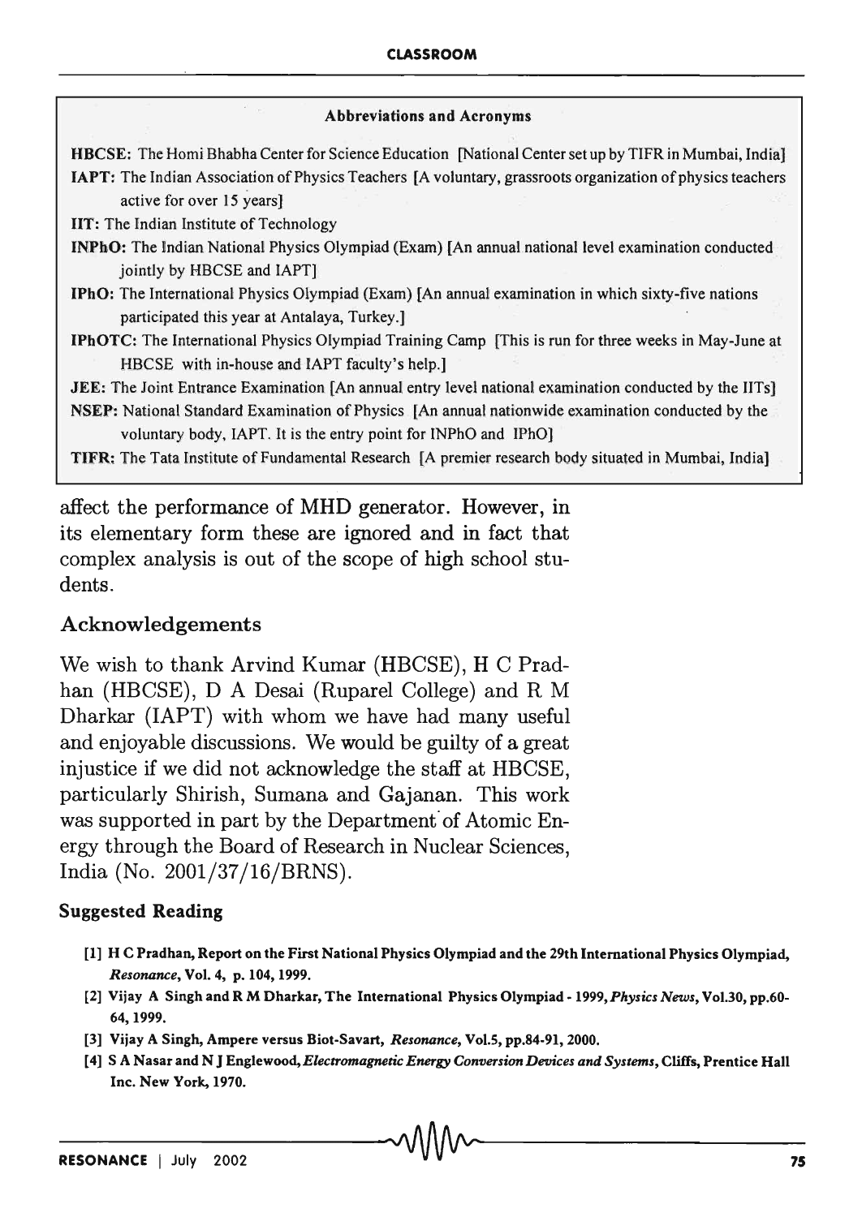**Abbreviations and Acronyms**

**HBCSE:** The Homi Bhabha Center for Science Education [National Center set up by TIFR in Mumbai, India]

**IAPT:** The Indian Association of Physics Teachers [A voluntary, grassroots organization of physics teachers active for over 15 years]

**IIT:** The Indian Institute of Technology

**INPhO:** The Indian National Physics Olympiad (Exam) [An annual national level examination conducted jointly by HBCSE and IAPT]

**IPhO:** The International Physics Olympiad (Exam) [An annual examination in which sixty-five nations participated this year at Antalaya, Turkey.]

**IPhOTC:** The International Physics Olympiad Training Camp [This is run for three weeks in May-June at HBCSE with in-house and IAPT faculty's help.]

**JEE:** The Joint Entrance Examination [An annual entry level national examination conducted by the IITs]

**NSEP:** National Standard Examination of Physics [An annual nationwide examination conducted by the voluntary body, IAPT. It is the entry point for INPhO and IPhO]

**TIFR:** The Tata Institute of Fundamental Research [A premier research body situated in Mumbai, India]

affect the performance of MHD generator. However, in its elementary form these are ignored and in fact that complex analysis is out of the scope of high school students.

## Acknowledgements

We wish to thank Arvind Kumar (HBCSE), H C Pradhan (HBCSE), D A Desai (Ruparel College) and R M Dharkar (IAPT) with whom we have had many useful and enjoyable discussions. We would be guilty of a great injustice if we did not acknowledge the staff at HBCSE, particularly Shirish, Sumana and Gajanan. This work was supported in part by the Department of Atomic Energy through the Board of Research in Nuclear Sciences, India (No. 2001/37/16/BRNS).

### Suggested Reading

[1] H C Pradhan, Report on the First National Physics Olympiad and the 29th International Physics Olympiad, *Resonance*, Vol. 4, p. 104, 1999.

[2] Vijay A Singh and R M Dharkar, The International Physics Olympiad - 1999, *Physics News*, Vol.30, pp.60-64, 1999.

[3] Vijay A Singh, Ampere versus Biot-Savart, *Resonance*, Vol.5, pp.84-91, 2000.

[4] S A Nasar and N J Englewood, *Electromagnetic Energy Conversion Devices and Systems*, Cliffs, Prentice Hall Inc. New York, 1970.